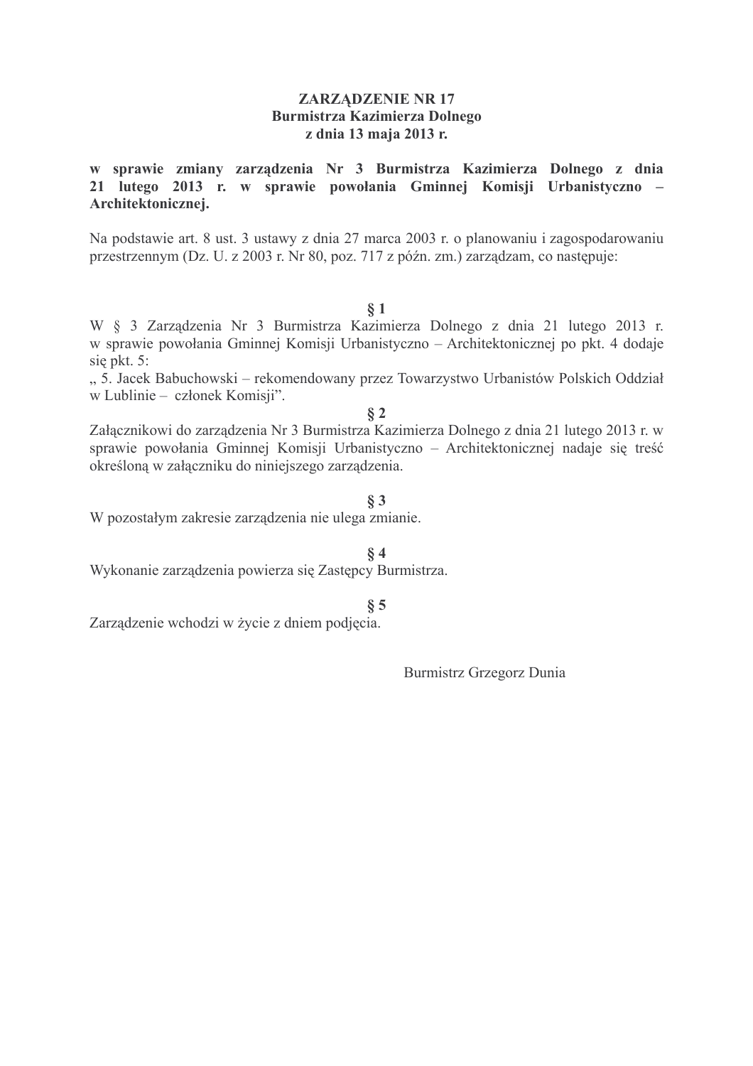**ZARZĄDZENIE NR 17**
**Burmistrza Kazimierza Dolnego**
**z dnia 13 maja 2013 r.**

**w sprawie zmiany zarządzenia Nr 3 Burmistrza Kazimierza Dolnego z dnia 21 lutego 2013 r. w sprawie powołania Gminnej Komisji Urbanistyczno – Architektonicznej.**

Na podstawie art. 8 ust. 3 ustawy z dnia 27 marca 2003 r. o planowaniu i zagospodarowaniu przestrzennym (Dz. U. z 2003 r. Nr 80, poz. 717 z późn. zm.) zarządzam, co następuje:

**§ 1**

W § 3 Zarządzenia Nr 3 Burmistrza Kazimierza Dolnego z dnia 21 lutego 2013 r. w sprawie powołania Gminnej Komisji Urbanistyczno – Architektonicznej po pkt. 4 dodaje się pkt. 5:
„ 5. Jacek Babuchowski – rekomendowany przez Towarzystwo Urbanistów Polskich Oddział w Lublinie – członek Komisji".

**§ 2**

Załącznikowi do zarządzenia Nr 3 Burmistrza Kazimierza Dolnego z dnia 21 lutego 2013 r. w sprawie powołania Gminnej Komisji Urbanistyczno – Architektonicznej nadaje się treść określoną w załączniku do niniejszego zarządzenia.

**§ 3**

W pozostałym zakresie zarządzenia nie ulega zmianie.

**§ 4**

Wykonanie zarządzenia powierza się Zastępcy Burmistrza.

**§ 5**

Zarządzenie wchodzi w życie z dniem podjęcia.

Burmistrz Grzegorz Dunia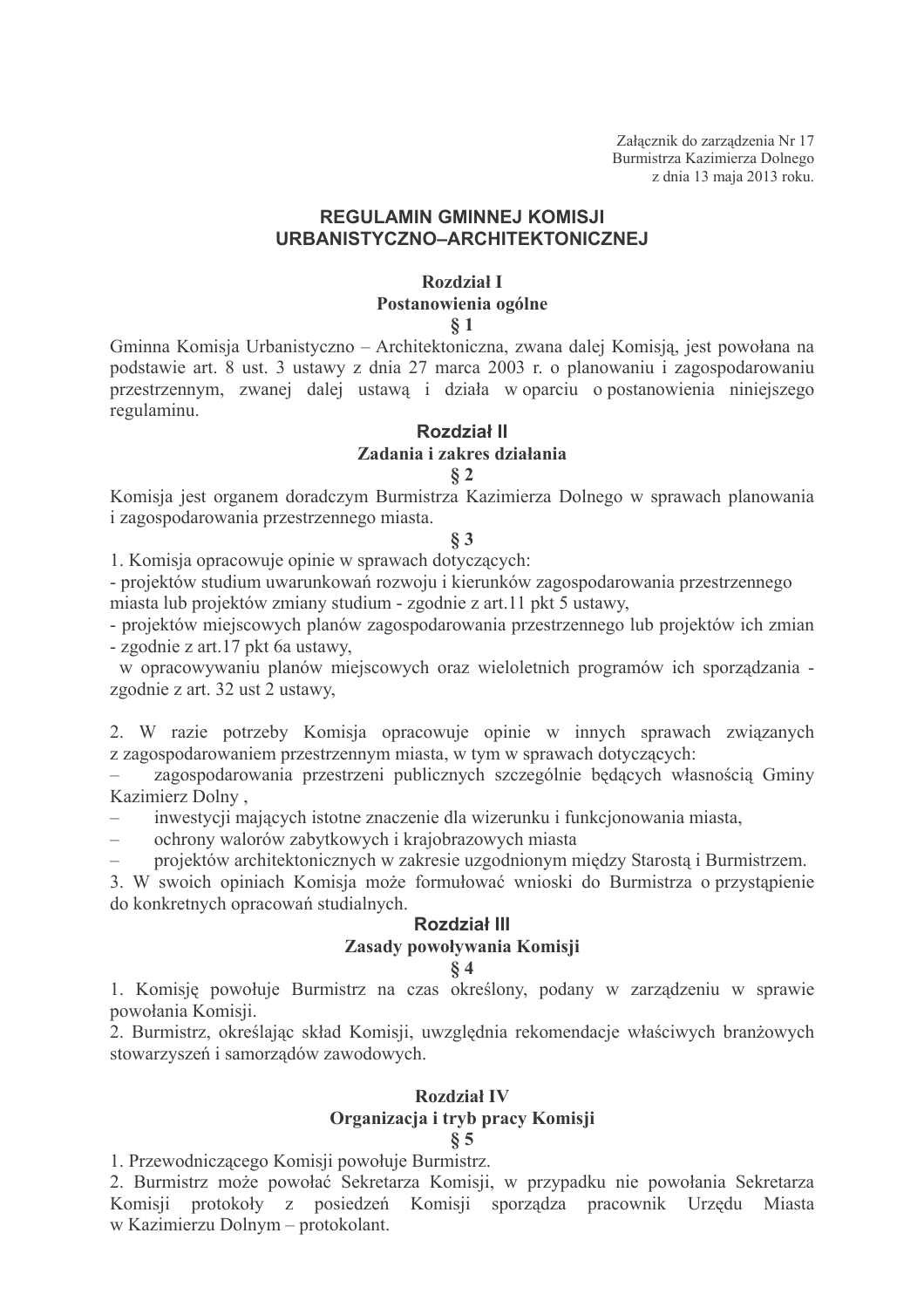Załącznik do zarządzenia Nr 17
Burmistrza Kazimierza Dolnego
z dnia 13 maja 2013 roku.

# REGULAMIN GMINNEJ KOMISJI URBANISTYCZNO–ARCHITEKTONICZNEJ

## Rozdział I
## Postanowienia ogólne

### § 1

Gminna Komisja Urbanistyczno – Architektoniczna, zwana dalej Komisją, jest powołana na podstawie art. 8 ust. 3 ustawy z dnia 27 marca 2003 r. o planowaniu i zagospodarowaniu przestrzennym, zwanej dalej ustawą i działa w oparciu o postanowienia niniejszego regulaminu.

## Rozdział II
## Zadania i zakres działania

### § 2

Komisja jest organem doradczym Burmistrza Kazimierza Dolnego w sprawach planowania i zagospodarowania przestrzennego miasta.

### § 3

1. Komisja opracowuje opinie w sprawach dotyczących:
- projektów studium uwarunkowań rozwoju i kierunków zagospodarowania przestrzennego miasta lub projektów zmiany studium - zgodnie z art.11 pkt 5 ustawy,
- projektów miejscowych planów zagospodarowania przestrzennego lub projektów ich zmian - zgodnie z art.17 pkt 6a ustawy,
  w opracowywaniu planów miejscowych oraz wieloletnich programów ich sporządzania - zgodnie z art. 32 ust 2 ustawy,

2. W razie potrzeby Komisja opracowuje opinie w innych sprawach związanych z zagospodarowaniem przestrzennym miasta, w tym w sprawach dotyczących:
– zagospodarowania przestrzeni publicznych szczególnie będących własnością Gminy Kazimierz Dolny ,
– inwestycji mających istotne znaczenie dla wizerunku i funkcjonowania miasta,
– ochrony walorów zabytkowych i krajobrazowych miasta
– projektów architektonicznych w zakresie uzgodnionym między Starostą i Burmistrzem.

3. W swoich opiniach Komisja może formułować wnioski do Burmistrza o przystąpienie do konkretnych opracowań studialnych.

## Rozdział III
## Zasady powoływania Komisji

### § 4

1. Komisję powołuje Burmistrz na czas określony, podany w zarządzeniu w sprawie powołania Komisji.
2. Burmistrz, określając skład Komisji, uwzględnia rekomendacje właściwych branżowych stowarzyszeń i samorządów zawodowych.

## Rozdział IV
## Organizacja i tryb pracy Komisji

### § 5

1. Przewodniczącego Komisji powołuje Burmistrz.
2. Burmistrz może powołać Sekretarza Komisji, w przypadku nie powołania Sekretarza Komisji protokoły z posiedzeń Komisji sporządza pracownik Urzędu Miasta w Kazimierzu Dolnym – protokolant.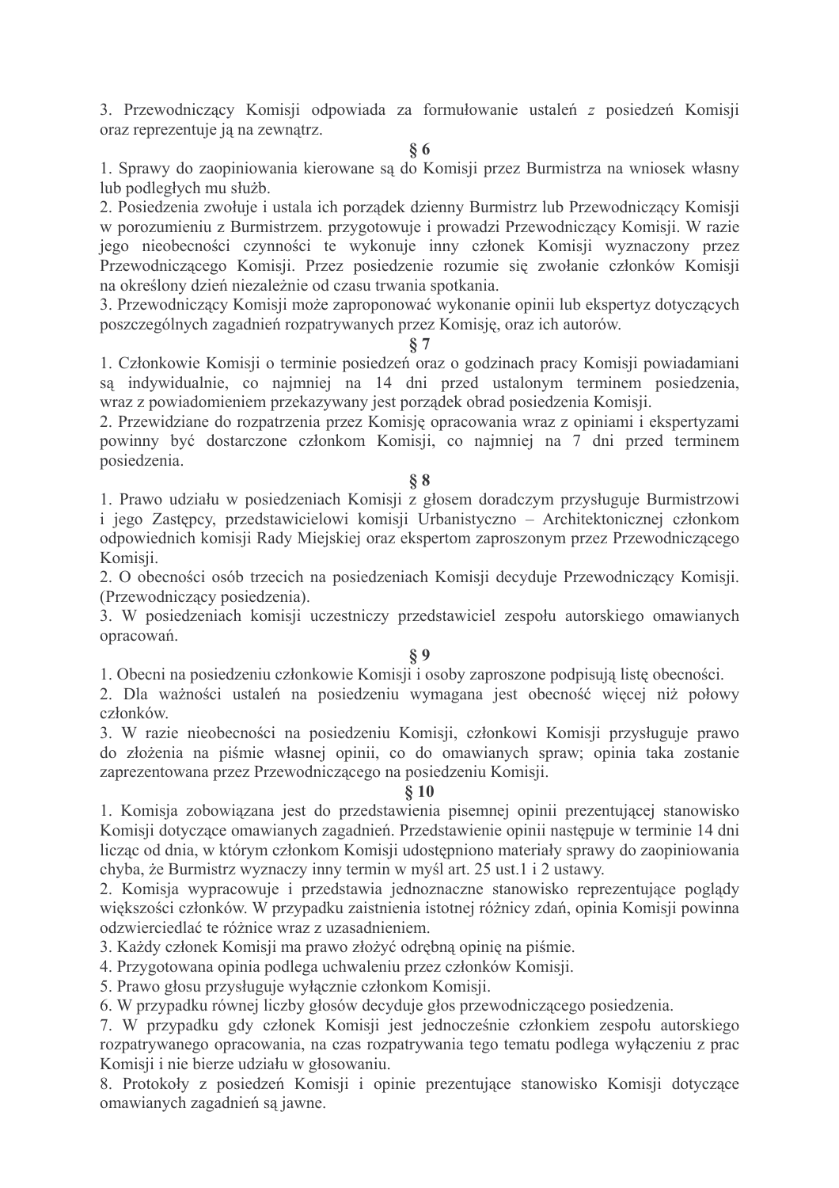3. Przewodniczący Komisji odpowiada za formułowanie ustaleń *z* posiedzeń Komisji oraz reprezentuje ją na zewnątrz.

**§ 6**

1. Sprawy do zaopiniowania kierowane są do Komisji przez Burmistrza na wniosek własny lub podległych mu służb.
2. Posiedzenia zwołuje i ustala ich porządek dzienny Burmistrz lub Przewodniczący Komisji w porozumieniu z Burmistrzem. przygotowuje i prowadzi Przewodniczący Komisji. W razie jego nieobecności czynności te wykonuje inny członek Komisji wyznaczony przez Przewodniczącego Komisji. Przez posiedzenie rozumie się zwołanie członków Komisji na określony dzień niezależnie od czasu trwania spotkania.
3. Przewodniczący Komisji może zaproponować wykonanie opinii lub ekspertyz dotyczących poszczególnych zagadnień rozpatrywanych przez Komisję, oraz ich autorów.

**§ 7**

1. Członkowie Komisji o terminie posiedzeń oraz o godzinach pracy Komisji powiadamiani są indywidualnie, co najmniej na 14 dni przed ustalonym terminem posiedzenia, wraz z powiadomieniem przekazywany jest porządek obrad posiedzenia Komisji.
2. Przewidziane do rozpatrzenia przez Komisję opracowania wraz z opiniami i ekspertyzami powinny być dostarczone członkom Komisji, co najmniej na 7 dni przed terminem posiedzenia.

**§ 8**

1. Prawo udziału w posiedzeniach Komisji z głosem doradczym przysługuje Burmistrzowi i jego Zastępcy, przedstawicielowi komisji Urbanistyczno – Architektonicznej członkom odpowiednich komisji Rady Miejskiej oraz ekspertom zaproszonym przez Przewodniczącego Komisji.
2. O obecności osób trzecich na posiedzeniach Komisji decyduje Przewodniczący Komisji. (Przewodniczący posiedzenia).
3. W posiedzeniach komisji uczestniczy przedstawiciel zespołu autorskiego omawianych opracowań.

**§ 9**

1. Obecni na posiedzeniu członkowie Komisji i osoby zaproszone podpisują listę obecności.
2. Dla ważności ustaleń na posiedzeniu wymagana jest obecność więcej niż połowy członków.
3. W razie nieobecności na posiedzeniu Komisji, członkowi Komisji przysługuje prawo do złożenia na piśmie własnej opinii, co do omawianych spraw; opinia taka zostanie zaprezentowana przez Przewodniczącego na posiedzeniu Komisji.

**§ 10**

1. Komisja zobowiązana jest do przedstawienia pisemnej opinii prezentującej stanowisko Komisji dotyczące omawianych zagadnień. Przedstawienie opinii następuje w terminie 14 dni licząc od dnia, w którym członkom Komisji udostępniono materiały sprawy do zaopiniowania chyba, że Burmistrz wyznaczy inny termin w myśl art. 25 ust.1 i 2 ustawy.
2. Komisja wypracowuje i przedstawia jednoznaczne stanowisko reprezentujące poglądy większości członków. W przypadku zaistnienia istotnej różnicy zdań, opinia Komisji powinna odzwierciedlać te różnice wraz z uzasadnieniem.
3. Każdy członek Komisji ma prawo złożyć odrębną opinię na piśmie.
4. Przygotowana opinia podlega uchwaleniu przez członków Komisji.
5. Prawo głosu przysługuje wyłącznie członkom Komisji.
6. W przypadku równej liczby głosów decyduje głos przewodniczącego posiedzenia.
7. W przypadku gdy członek Komisji jest jednocześnie członkiem zespołu autorskiego rozpatrywanego opracowania, na czas rozpatrywania tego tematu podlega wyłączeniu z prac Komisji i nie bierze udziału w głosowaniu.
8. Protokoły z posiedzeń Komisji i opinie prezentujące stanowisko Komisji dotyczące omawianych zagadnień są jawne.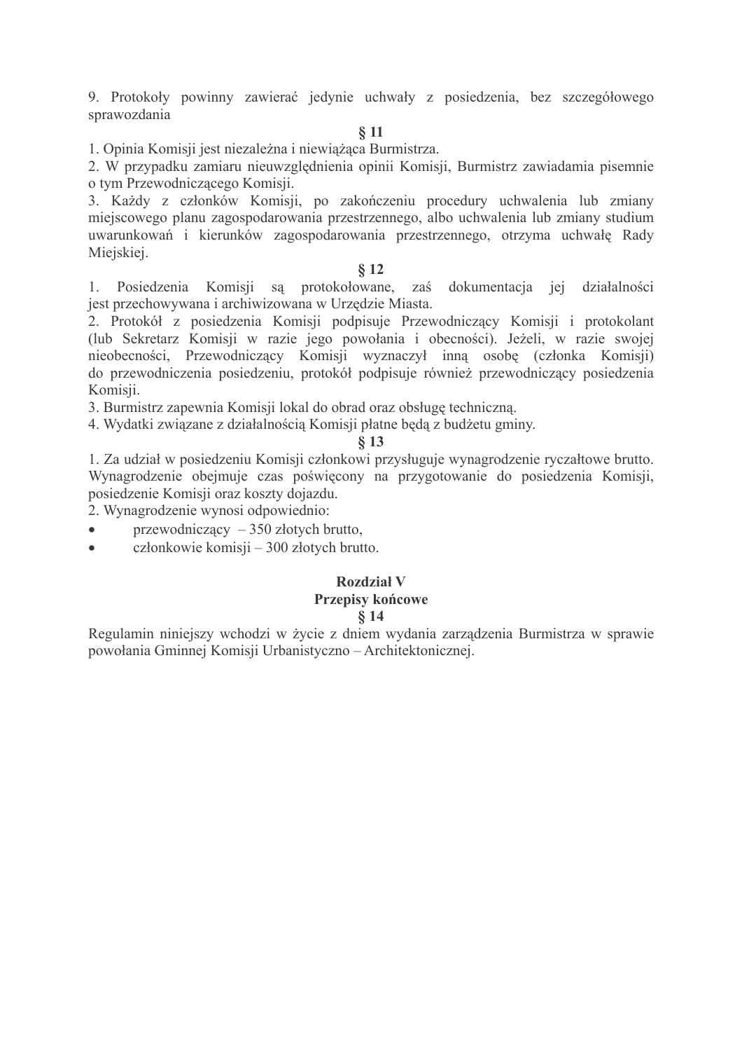9. Protokoły powinny zawierać jedynie uchwały z posiedzenia, bez szczegółowego sprawozdania

**§ 11**

1. Opinia Komisji jest niezależna i niewiążąca Burmistrza.
2. W przypadku zamiaru nieuwzględnienia opinii Komisji, Burmistrz zawiadamia pisemnie o tym Przewodniczącego Komisji.
3. Każdy z członków Komisji, po zakończeniu procedury uchwalenia lub zmiany miejscowego planu zagospodarowania przestrzennego, albo uchwalenia lub zmiany studium uwarunkowań i kierunków zagospodarowania przestrzennego, otrzyma uchwałę Rady Miejskiej.

**§ 12**

1. Posiedzenia Komisji są protokołowane, zaś dokumentacja jej działalności jest przechowywana i archiwizowana w Urzędzie Miasta.
2. Protokół z posiedzenia Komisji podpisuje Przewodniczący Komisji i protokolant (lub Sekretarz Komisji w razie jego powołania i obecności). Jeżeli, w razie swojej nieobecności, Przewodniczący Komisji wyznaczył inną osobę (członka Komisji) do przewodniczenia posiedzeniu, protokół podpisuje również przewodniczący posiedzenia Komisji.
3. Burmistrz zapewnia Komisji lokal do obrad oraz obsługę techniczną.
4. Wydatki związane z działalnością Komisji płatne będą z budżetu gminy.

**§ 13**

1. Za udział w posiedzeniu Komisji członkowi przysługuje wynagrodzenie ryczałtowe brutto. Wynagrodzenie obejmuje czas poświęcony na przygotowanie do posiedzenia Komisji, posiedzenie Komisji oraz koszty dojazdu.
2. Wynagrodzenie wynosi odpowiednio:

- przewodniczący – 350 złotych brutto,
- członkowie komisji – 300 złotych brutto.

## Rozdział V
## Przepisy końcowe

**§ 14**

Regulamin niniejszy wchodzi w życie z dniem wydania zarządzenia Burmistrza w sprawie powołania Gminnej Komisji Urbanistyczno – Architektonicznej.